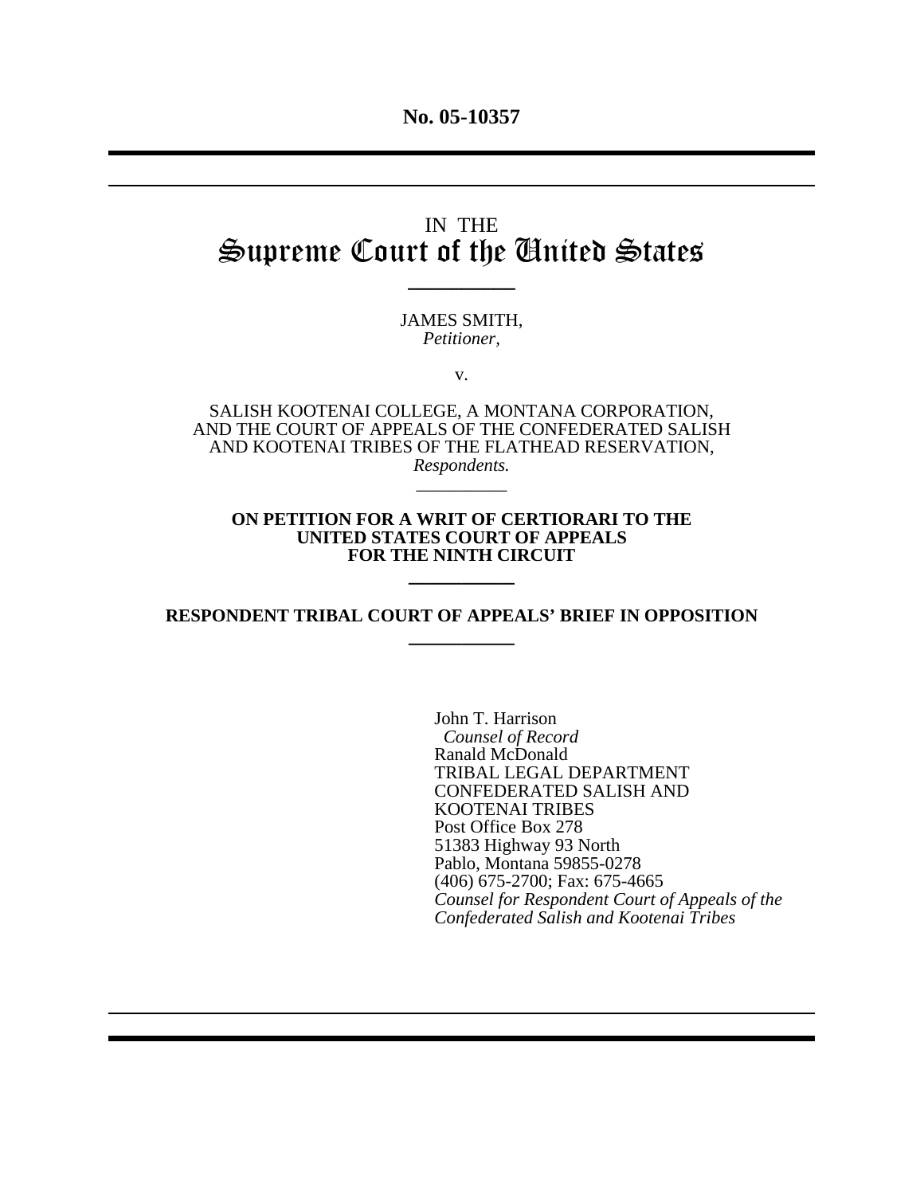**No. 05-10357**

---

IN THE

# Supreme Court of the United States

---

JAMES SMITH,
*Petitioner*,

v.

SALISH KOOTENAI COLLEGE, A MONTANA CORPORATION, AND THE COURT OF APPEALS OF THE CONFEDERATED SALISH AND KOOTENAI TRIBES OF THE FLATHEAD RESERVATION,
*Respondents.*

---

**ON PETITION FOR A WRIT OF CERTIORARI TO THE UNITED STATES COURT OF APPEALS FOR THE NINTH CIRCUIT**

---

**RESPONDENT TRIBAL COURT OF APPEALS' BRIEF IN OPPOSITION**

---

John T. Harrison
*Counsel of Record*
Ranald McDonald
TRIBAL LEGAL DEPARTMENT
CONFEDERATED SALISH AND
KOOTENAI TRIBES
Post Office Box 278
51383 Highway 93 North
Pablo, Montana 59855-0278
(406) 675-2700; Fax: 675-4665
*Counsel for Respondent Court of Appeals of the Confederated Salish and Kootenai Tribes*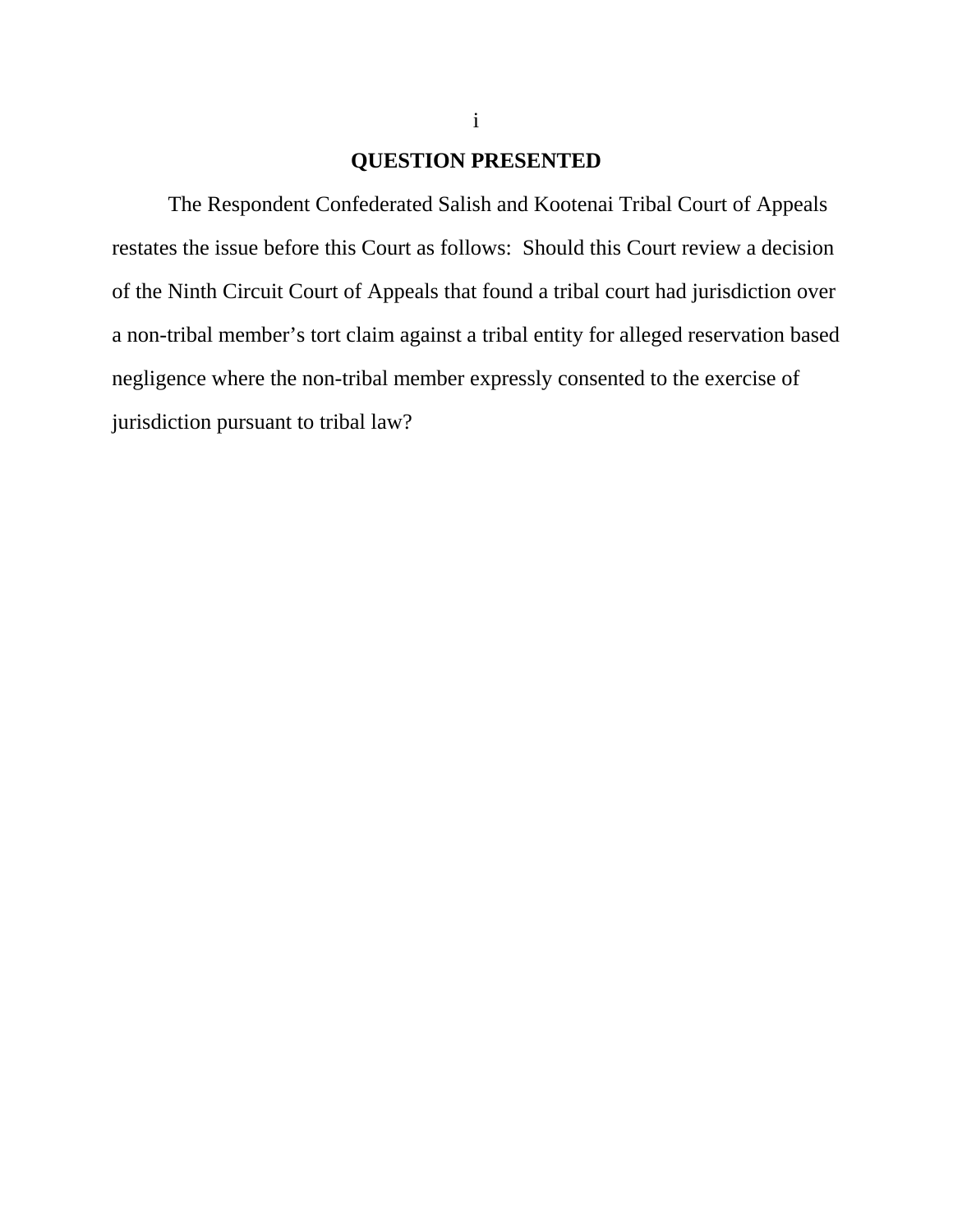# QUESTION PRESENTED

The Respondent Confederated Salish and Kootenai Tribal Court of Appeals restates the issue before this Court as follows: Should this Court review a decision of the Ninth Circuit Court of Appeals that found a tribal court had jurisdiction over a non-tribal member's tort claim against a tribal entity for alleged reservation based negligence where the non-tribal member expressly consented to the exercise of jurisdiction pursuant to tribal law?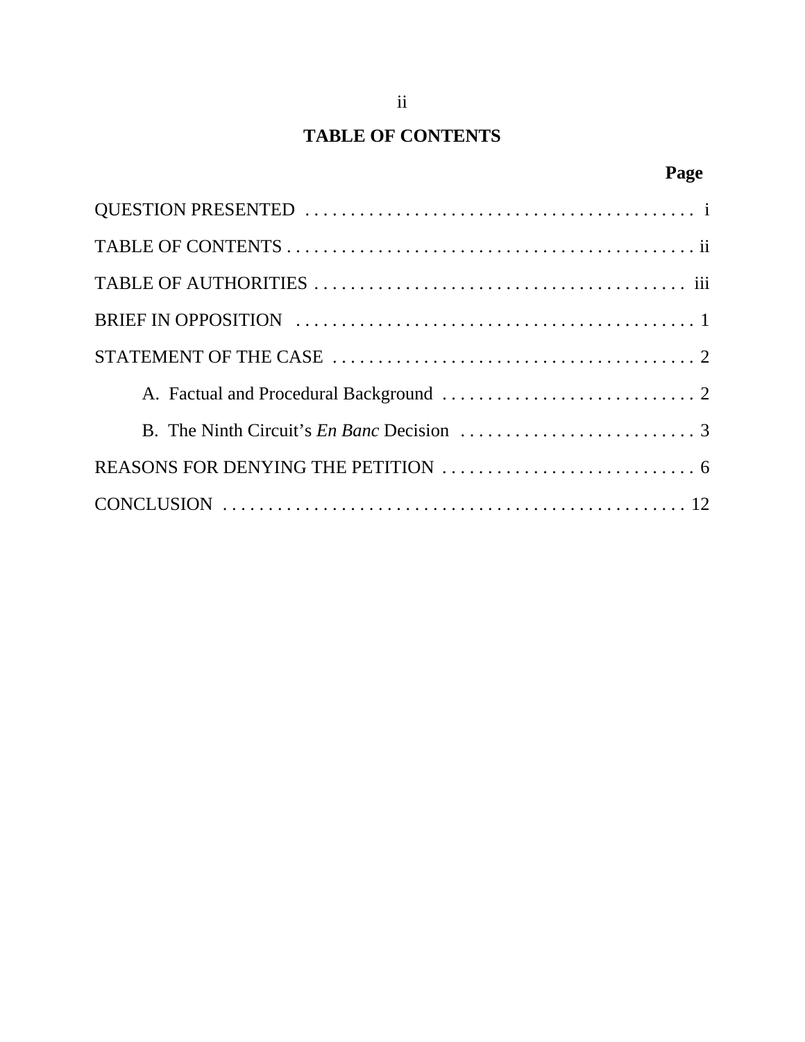# TABLE OF CONTENTS

| | Page |
|---|---|
| QUESTION PRESENTED | i |
| TABLE OF CONTENTS | ii |
| TABLE OF AUTHORITIES | iii |
| BRIEF IN OPPOSITION | 1 |
| STATEMENT OF THE CASE | 2 |
| A. Factual and Procedural Background | 2 |
| B. The Ninth Circuit's *En Banc* Decision | 3 |
| REASONS FOR DENYING THE PETITION | 6 |
| CONCLUSION | 12 |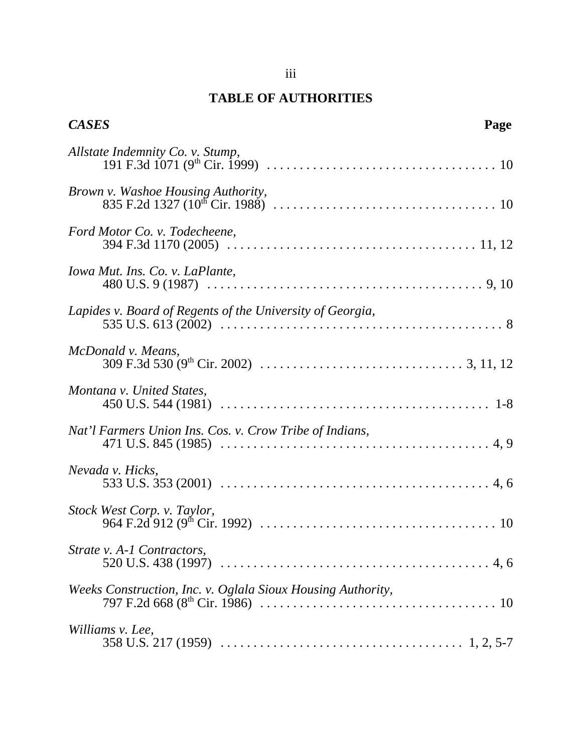# TABLE OF AUTHORITIES

***CASES*** **Page**

*Allstate Indemnity Co. v. Stump*,
191 F.3d 1071 (9th Cir. 1999) . . . . . . . . . . . . . . . . . . . . . . . . . . . . . . . . . . . 10

*Brown v. Washoe Housing Authority*,
835 F.2d 1327 (10th Cir. 1988) . . . . . . . . . . . . . . . . . . . . . . . . . . . . . . . . . . 10

*Ford Motor Co. v. Todecheene*,
394 F.3d 1170 (2005) . . . . . . . . . . . . . . . . . . . . . . . . . . . . . . . . . . . . . . 11, 12

*Iowa Mut. Ins. Co. v. LaPlante*,
480 U.S. 9 (1987) . . . . . . . . . . . . . . . . . . . . . . . . . . . . . . . . . . . . . . . . . . 9, 10

*Lapides v. Board of Regents of the University of Georgia*,
535 U.S. 613 (2002) . . . . . . . . . . . . . . . . . . . . . . . . . . . . . . . . . . . . . . . . . . . 8

*McDonald v. Means*,
309 F.3d 530 (9th Cir. 2002) . . . . . . . . . . . . . . . . . . . . . . . . . . . . . . 3, 11, 12

*Montana v. United States*,
450 U.S. 544 (1981) . . . . . . . . . . . . . . . . . . . . . . . . . . . . . . . . . . . . . . . . . 1-8

*Nat'l Farmers Union Ins. Cos. v. Crow Tribe of Indians*,
471 U.S. 845 (1985) . . . . . . . . . . . . . . . . . . . . . . . . . . . . . . . . . . . . . . . . . 4, 9

*Nevada v. Hicks*,
533 U.S. 353 (2001) . . . . . . . . . . . . . . . . . . . . . . . . . . . . . . . . . . . . . . . . . 4, 6

*Stock West Corp. v. Taylor*,
964 F.2d 912 (9th Cir. 1992) . . . . . . . . . . . . . . . . . . . . . . . . . . . . . . . . . . . . 10

*Strate v. A-1 Contractors*,
520 U.S. 438 (1997) . . . . . . . . . . . . . . . . . . . . . . . . . . . . . . . . . . . . . . . . . 4, 6

*Weeks Construction, Inc. v. Oglala Sioux Housing Authority*,
797 F.2d 668 (8th Cir. 1986) . . . . . . . . . . . . . . . . . . . . . . . . . . . . . . . . . . . . 10

*Williams v. Lee*,
358 U.S. 217 (1959) . . . . . . . . . . . . . . . . . . . . . . . . . . . . . . . . . . . . 1, 2, 5-7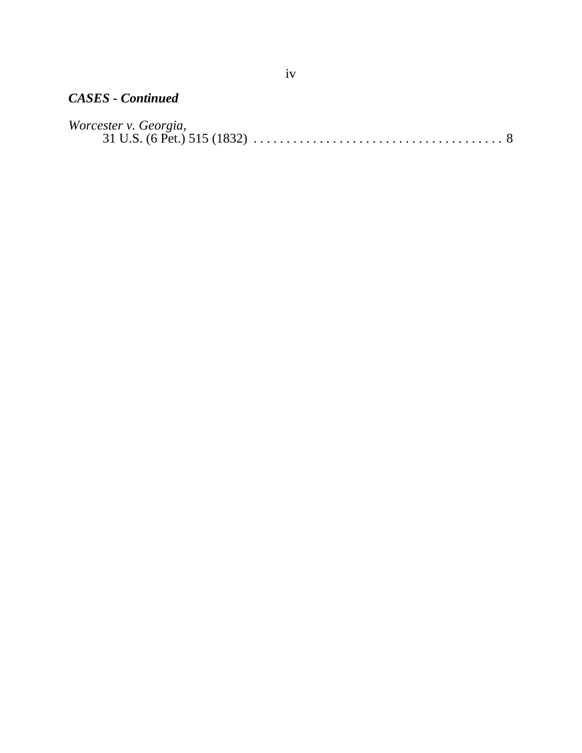***CASES - Continued***

*Worcester v. Georgia*,
31 U.S. (6 Pet.) 515 (1832) . . . . . . . . . . . . . . . . . . . . . . . . . . . . . . . . . . . . . . 8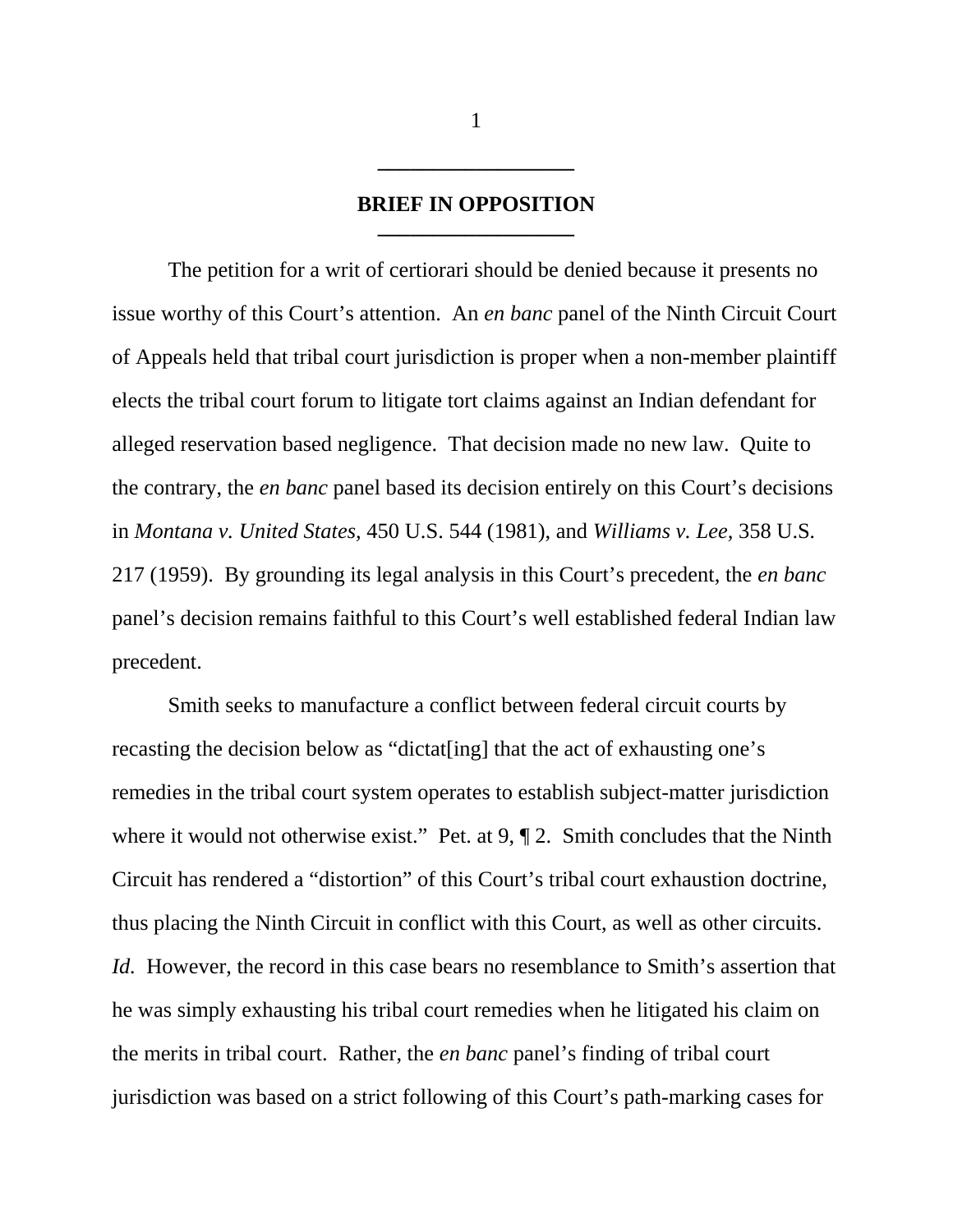## BRIEF IN OPPOSITION

The petition for a writ of certiorari should be denied because it presents no issue worthy of this Court's attention. An *en banc* panel of the Ninth Circuit Court of Appeals held that tribal court jurisdiction is proper when a non-member plaintiff elects the tribal court forum to litigate tort claims against an Indian defendant for alleged reservation based negligence. That decision made no new law. Quite to the contrary, the *en banc* panel based its decision entirely on this Court's decisions in *Montana v. United States*, 450 U.S. 544 (1981), and *Williams v. Lee,* 358 U.S. 217 (1959). By grounding its legal analysis in this Court's precedent, the *en banc* panel's decision remains faithful to this Court's well established federal Indian law precedent.

Smith seeks to manufacture a conflict between federal circuit courts by recasting the decision below as "dictat[ing] that the act of exhausting one's remedies in the tribal court system operates to establish subject-matter jurisdiction where it would not otherwise exist." Pet. at 9, ¶ 2. Smith concludes that the Ninth Circuit has rendered a "distortion" of this Court's tribal court exhaustion doctrine, thus placing the Ninth Circuit in conflict with this Court, as well as other circuits. *Id.* However, the record in this case bears no resemblance to Smith's assertion that he was simply exhausting his tribal court remedies when he litigated his claim on the merits in tribal court. Rather, the *en banc* panel's finding of tribal court jurisdiction was based on a strict following of this Court's path-marking cases for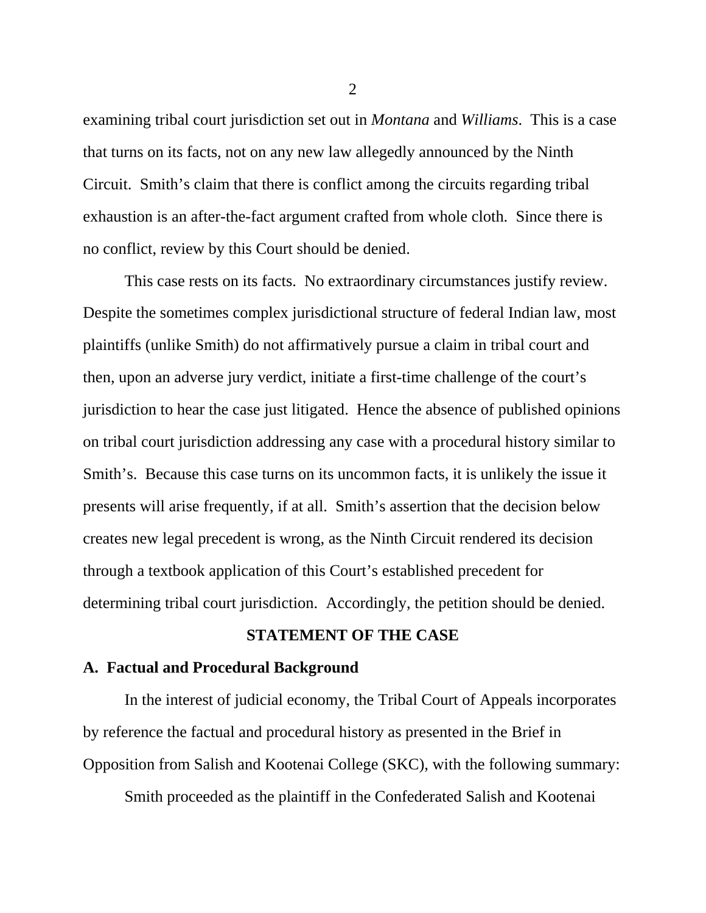examining tribal court jurisdiction set out in *Montana* and *Williams*. This is a case that turns on its facts, not on any new law allegedly announced by the Ninth Circuit. Smith's claim that there is conflict among the circuits regarding tribal exhaustion is an after-the-fact argument crafted from whole cloth. Since there is no conflict, review by this Court should be denied.

This case rests on its facts. No extraordinary circumstances justify review. Despite the sometimes complex jurisdictional structure of federal Indian law, most plaintiffs (unlike Smith) do not affirmatively pursue a claim in tribal court and then, upon an adverse jury verdict, initiate a first-time challenge of the court's jurisdiction to hear the case just litigated. Hence the absence of published opinions on tribal court jurisdiction addressing any case with a procedural history similar to Smith's. Because this case turns on its uncommon facts, it is unlikely the issue it presents will arise frequently, if at all. Smith's assertion that the decision below creates new legal precedent is wrong, as the Ninth Circuit rendered its decision through a textbook application of this Court's established precedent for determining tribal court jurisdiction. Accordingly, the petition should be denied.

## STATEMENT OF THE CASE

### A. Factual and Procedural Background

In the interest of judicial economy, the Tribal Court of Appeals incorporates by reference the factual and procedural history as presented in the Brief in Opposition from Salish and Kootenai College (SKC), with the following summary:

Smith proceeded as the plaintiff in the Confederated Salish and Kootenai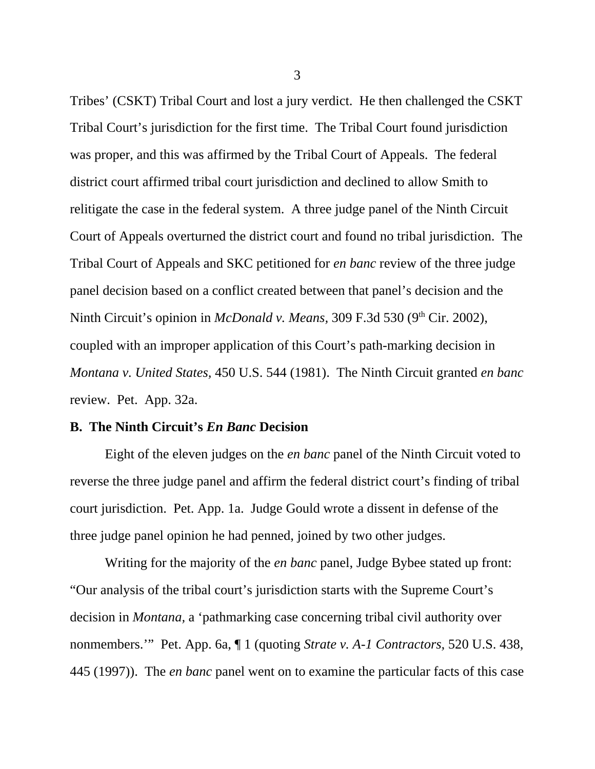Tribes' (CSKT) Tribal Court and lost a jury verdict. He then challenged the CSKT Tribal Court's jurisdiction for the first time. The Tribal Court found jurisdiction was proper, and this was affirmed by the Tribal Court of Appeals. The federal district court affirmed tribal court jurisdiction and declined to allow Smith to relitigate the case in the federal system. A three judge panel of the Ninth Circuit Court of Appeals overturned the district court and found no tribal jurisdiction. The Tribal Court of Appeals and SKC petitioned for *en banc* review of the three judge panel decision based on a conflict created between that panel's decision and the Ninth Circuit's opinion in *McDonald v. Means*, 309 F.3d 530 (9th Cir. 2002), coupled with an improper application of this Court's path-marking decision in *Montana v. United States,* 450 U.S. 544 (1981). The Ninth Circuit granted *en banc* review. Pet. App. 32a.

**B. The Ninth Circuit's *En Banc* Decision**

Eight of the eleven judges on the *en banc* panel of the Ninth Circuit voted to reverse the three judge panel and affirm the federal district court's finding of tribal court jurisdiction. Pet. App. 1a. Judge Gould wrote a dissent in defense of the three judge panel opinion he had penned, joined by two other judges.

Writing for the majority of the *en banc* panel, Judge Bybee stated up front: "Our analysis of the tribal court's jurisdiction starts with the Supreme Court's decision in *Montana,* a 'pathmarking case concerning tribal civil authority over nonmembers.'" Pet. App. 6a, ¶ 1 (quoting *Strate v. A-1 Contractors,* 520 U.S. 438, 445 (1997)). The *en banc* panel went on to examine the particular facts of this case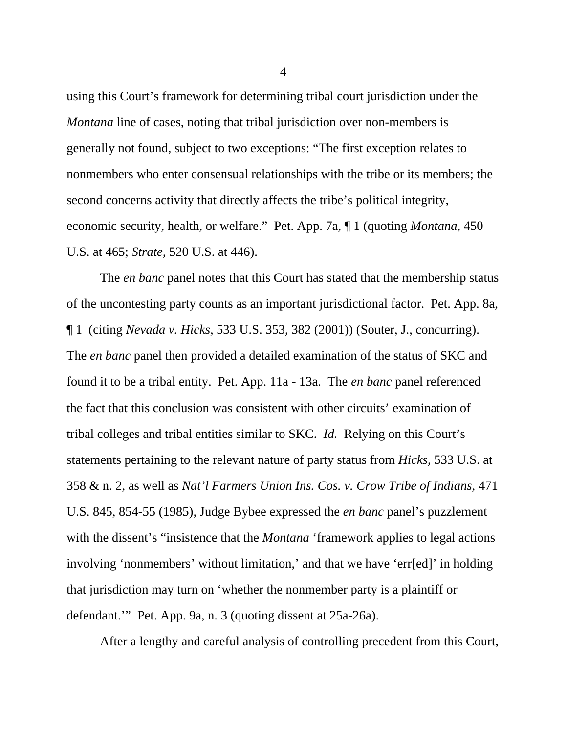using this Court's framework for determining tribal court jurisdiction under the *Montana* line of cases, noting that tribal jurisdiction over non-members is generally not found, subject to two exceptions: "The first exception relates to nonmembers who enter consensual relationships with the tribe or its members; the second concerns activity that directly affects the tribe's political integrity, economic security, health, or welfare." Pet. App. 7a, ¶ 1 (quoting *Montana,* 450 U.S. at 465; *Strate,* 520 U.S. at 446).

The *en banc* panel notes that this Court has stated that the membership status of the uncontesting party counts as an important jurisdictional factor. Pet. App. 8a, ¶ 1 (citing *Nevada v. Hicks,* 533 U.S. 353, 382 (2001)) (Souter, J., concurring). The *en banc* panel then provided a detailed examination of the status of SKC and found it to be a tribal entity. Pet. App. 11a - 13a. The *en banc* panel referenced the fact that this conclusion was consistent with other circuits' examination of tribal colleges and tribal entities similar to SKC. *Id.* Relying on this Court's statements pertaining to the relevant nature of party status from *Hicks*, 533 U.S. at 358 & n. 2, as well as *Nat'l Farmers Union Ins. Cos. v. Crow Tribe of Indians,* 471 U.S. 845, 854-55 (1985), Judge Bybee expressed the *en banc* panel's puzzlement with the dissent's "insistence that the *Montana* 'framework applies to legal actions involving 'nonmembers' without limitation,' and that we have 'err[ed]' in holding that jurisdiction may turn on 'whether the nonmember party is a plaintiff or defendant.'" Pet. App. 9a, n. 3 (quoting dissent at 25a-26a).

After a lengthy and careful analysis of controlling precedent from this Court,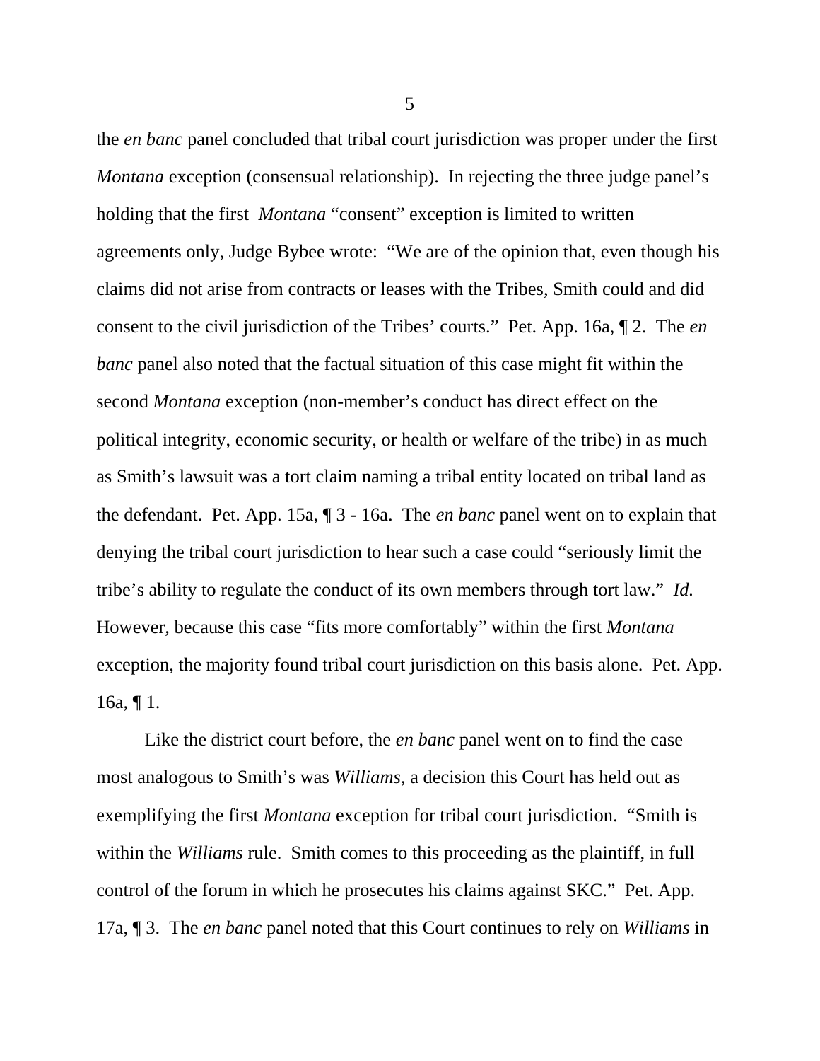the *en banc* panel concluded that tribal court jurisdiction was proper under the first *Montana* exception (consensual relationship). In rejecting the three judge panel's holding that the first *Montana* "consent" exception is limited to written agreements only, Judge Bybee wrote: "We are of the opinion that, even though his claims did not arise from contracts or leases with the Tribes, Smith could and did consent to the civil jurisdiction of the Tribes' courts." Pet. App. 16a, ¶ 2. The *en banc* panel also noted that the factual situation of this case might fit within the second *Montana* exception (non-member's conduct has direct effect on the political integrity, economic security, or health or welfare of the tribe) in as much as Smith's lawsuit was a tort claim naming a tribal entity located on tribal land as the defendant. Pet. App. 15a, ¶ 3 - 16a. The *en banc* panel went on to explain that denying the tribal court jurisdiction to hear such a case could "seriously limit the tribe's ability to regulate the conduct of its own members through tort law." *Id.* However, because this case "fits more comfortably" within the first *Montana* exception, the majority found tribal court jurisdiction on this basis alone. Pet. App. 16a, ¶ 1.

Like the district court before, the *en banc* panel went on to find the case most analogous to Smith's was *Williams*, a decision this Court has held out as exemplifying the first *Montana* exception for tribal court jurisdiction. "Smith is within the *Williams* rule. Smith comes to this proceeding as the plaintiff, in full control of the forum in which he prosecutes his claims against SKC." Pet. App. 17a, ¶ 3. The *en banc* panel noted that this Court continues to rely on *Williams* in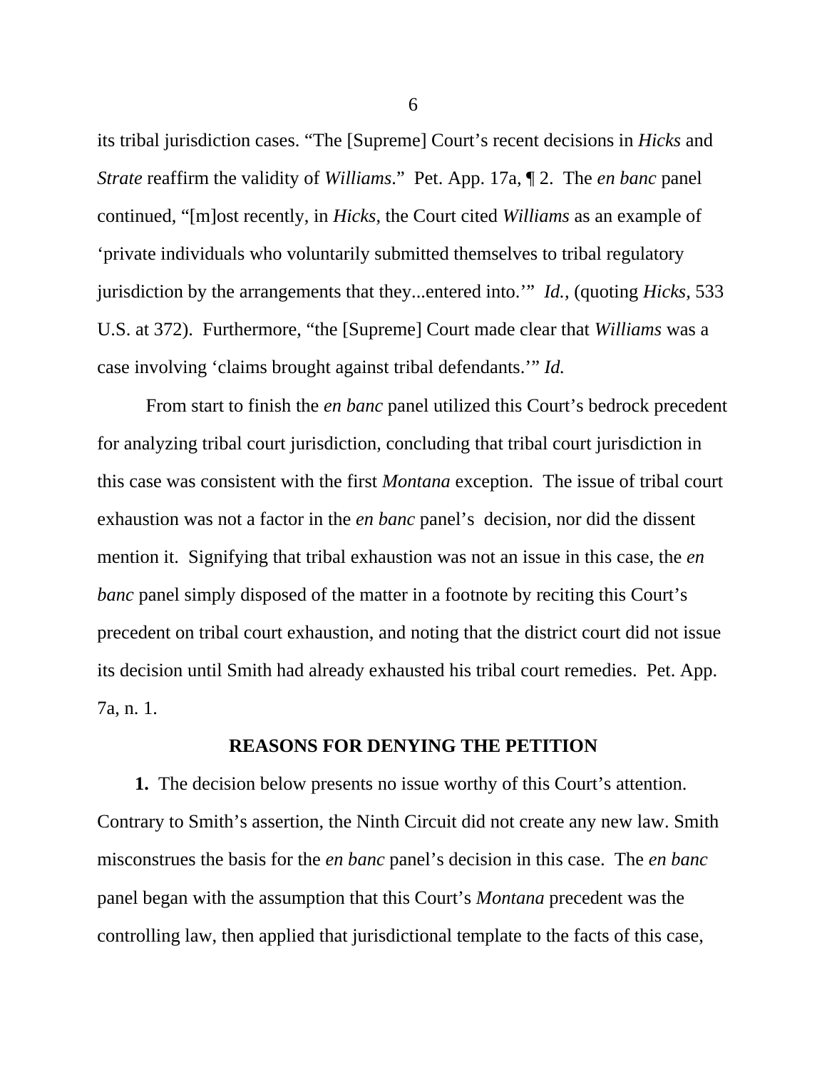its tribal jurisdiction cases. "The [Supreme] Court's recent decisions in *Hicks* and *Strate* reaffirm the validity of *Williams*." Pet. App. 17a, ¶ 2. The *en banc* panel continued, "[m]ost recently, in *Hicks,* the Court cited *Williams* as an example of 'private individuals who voluntarily submitted themselves to tribal regulatory jurisdiction by the arrangements that they...entered into.'" *Id.,* (quoting *Hicks,* 533 U.S. at 372). Furthermore, "the [Supreme] Court made clear that *Williams* was a case involving 'claims brought against tribal defendants.'" *Id.*

From start to finish the *en banc* panel utilized this Court's bedrock precedent for analyzing tribal court jurisdiction, concluding that tribal court jurisdiction in this case was consistent with the first *Montana* exception. The issue of tribal court exhaustion was not a factor in the *en banc* panel's decision, nor did the dissent mention it. Signifying that tribal exhaustion was not an issue in this case, the *en banc* panel simply disposed of the matter in a footnote by reciting this Court's precedent on tribal court exhaustion, and noting that the district court did not issue its decision until Smith had already exhausted his tribal court remedies. Pet. App. 7a, n. 1.

## REASONS FOR DENYING THE PETITION

**1.** The decision below presents no issue worthy of this Court's attention. Contrary to Smith's assertion, the Ninth Circuit did not create any new law. Smith misconstrues the basis for the *en banc* panel's decision in this case. The *en banc* panel began with the assumption that this Court's *Montana* precedent was the controlling law, then applied that jurisdictional template to the facts of this case,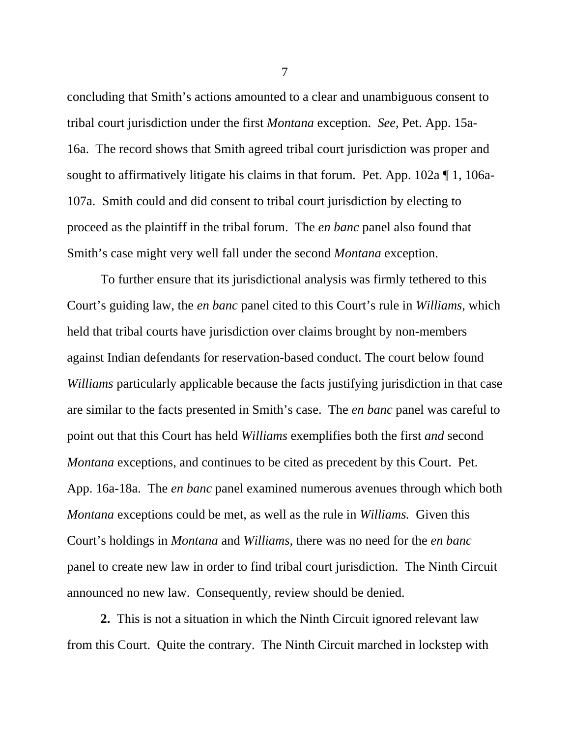concluding that Smith's actions amounted to a clear and unambiguous consent to tribal court jurisdiction under the first *Montana* exception. *See,* Pet. App. 15a-16a. The record shows that Smith agreed tribal court jurisdiction was proper and sought to affirmatively litigate his claims in that forum. Pet. App. 102a ¶ 1, 106a-107a. Smith could and did consent to tribal court jurisdiction by electing to proceed as the plaintiff in the tribal forum. The *en banc* panel also found that Smith's case might very well fall under the second *Montana* exception.

To further ensure that its jurisdictional analysis was firmly tethered to this Court's guiding law, the *en banc* panel cited to this Court's rule in *Williams,* which held that tribal courts have jurisdiction over claims brought by non-members against Indian defendants for reservation-based conduct. The court below found *Williams* particularly applicable because the facts justifying jurisdiction in that case are similar to the facts presented in Smith's case. The *en banc* panel was careful to point out that this Court has held *Williams* exemplifies both the first *and* second *Montana* exceptions, and continues to be cited as precedent by this Court. Pet. App. 16a-18a. The *en banc* panel examined numerous avenues through which both *Montana* exceptions could be met, as well as the rule in *Williams.* Given this Court's holdings in *Montana* and *Williams,* there was no need for the *en banc* panel to create new law in order to find tribal court jurisdiction. The Ninth Circuit announced no new law. Consequently, review should be denied.

**2.** This is not a situation in which the Ninth Circuit ignored relevant law from this Court. Quite the contrary. The Ninth Circuit marched in lockstep with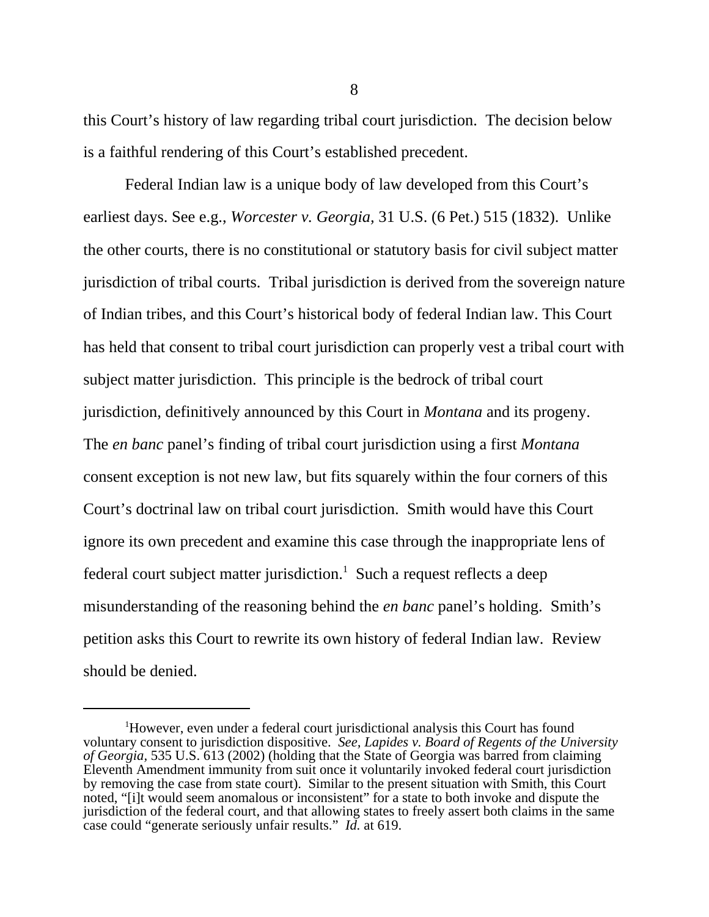this Court's history of law regarding tribal court jurisdiction. The decision below is a faithful rendering of this Court's established precedent.

Federal Indian law is a unique body of law developed from this Court's earliest days. See e.g., *Worcester v. Georgia*, 31 U.S. (6 Pet.) 515 (1832). Unlike the other courts, there is no constitutional or statutory basis for civil subject matter jurisdiction of tribal courts. Tribal jurisdiction is derived from the sovereign nature of Indian tribes, and this Court's historical body of federal Indian law. This Court has held that consent to tribal court jurisdiction can properly vest a tribal court with subject matter jurisdiction. This principle is the bedrock of tribal court jurisdiction, definitively announced by this Court in *Montana* and its progeny. The *en banc* panel's finding of tribal court jurisdiction using a first *Montana* consent exception is not new law, but fits squarely within the four corners of this Court's doctrinal law on tribal court jurisdiction. Smith would have this Court ignore its own precedent and examine this case through the inappropriate lens of federal court subject matter jurisdiction.[1] Such a request reflects a deep misunderstanding of the reasoning behind the *en banc* panel's holding. Smith's petition asks this Court to rewrite its own history of federal Indian law. Review should be denied.

[1]However, even under a federal court jurisdictional analysis this Court has found voluntary consent to jurisdiction dispositive. *See*, *Lapides v. Board of Regents of the University of Georgia*, 535 U.S. 613 (2002) (holding that the State of Georgia was barred from claiming Eleventh Amendment immunity from suit once it voluntarily invoked federal court jurisdiction by removing the case from state court). Similar to the present situation with Smith, this Court noted, "[i]t would seem anomalous or inconsistent" for a state to both invoke and dispute the jurisdiction of the federal court, and that allowing states to freely assert both claims in the same case could "generate seriously unfair results." *Id.* at 619.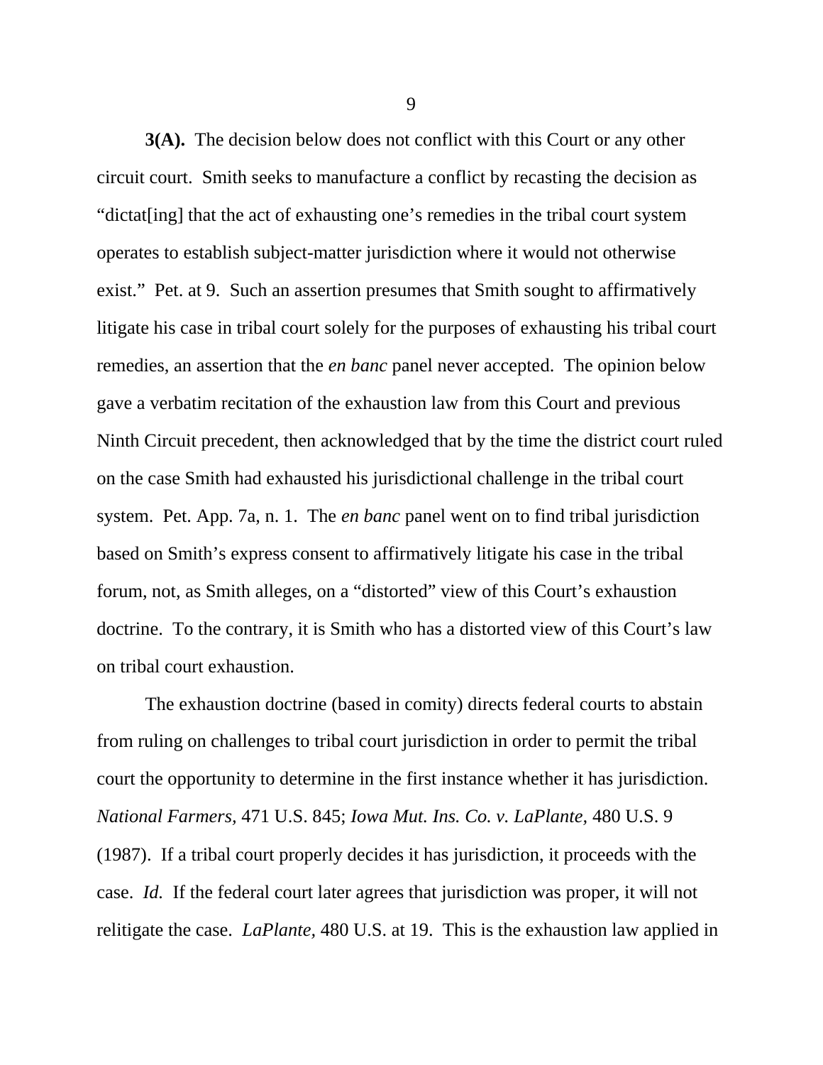**3(A).** The decision below does not conflict with this Court or any other circuit court. Smith seeks to manufacture a conflict by recasting the decision as "dictat[ing] that the act of exhausting one's remedies in the tribal court system operates to establish subject-matter jurisdiction where it would not otherwise exist." Pet. at 9. Such an assertion presumes that Smith sought to affirmatively litigate his case in tribal court solely for the purposes of exhausting his tribal court remedies, an assertion that the *en banc* panel never accepted. The opinion below gave a verbatim recitation of the exhaustion law from this Court and previous Ninth Circuit precedent, then acknowledged that by the time the district court ruled on the case Smith had exhausted his jurisdictional challenge in the tribal court system. Pet. App. 7a, n. 1. The *en banc* panel went on to find tribal jurisdiction based on Smith's express consent to affirmatively litigate his case in the tribal forum, not, as Smith alleges, on a "distorted" view of this Court's exhaustion doctrine. To the contrary, it is Smith who has a distorted view of this Court's law on tribal court exhaustion.

The exhaustion doctrine (based in comity) directs federal courts to abstain from ruling on challenges to tribal court jurisdiction in order to permit the tribal court the opportunity to determine in the first instance whether it has jurisdiction. *National Farmers,* 471 U.S. 845; *Iowa Mut. Ins. Co. v. LaPlante,* 480 U.S. 9 (1987). If a tribal court properly decides it has jurisdiction, it proceeds with the case. *Id*. If the federal court later agrees that jurisdiction was proper, it will not relitigate the case. *LaPlante,* 480 U.S. at 19. This is the exhaustion law applied in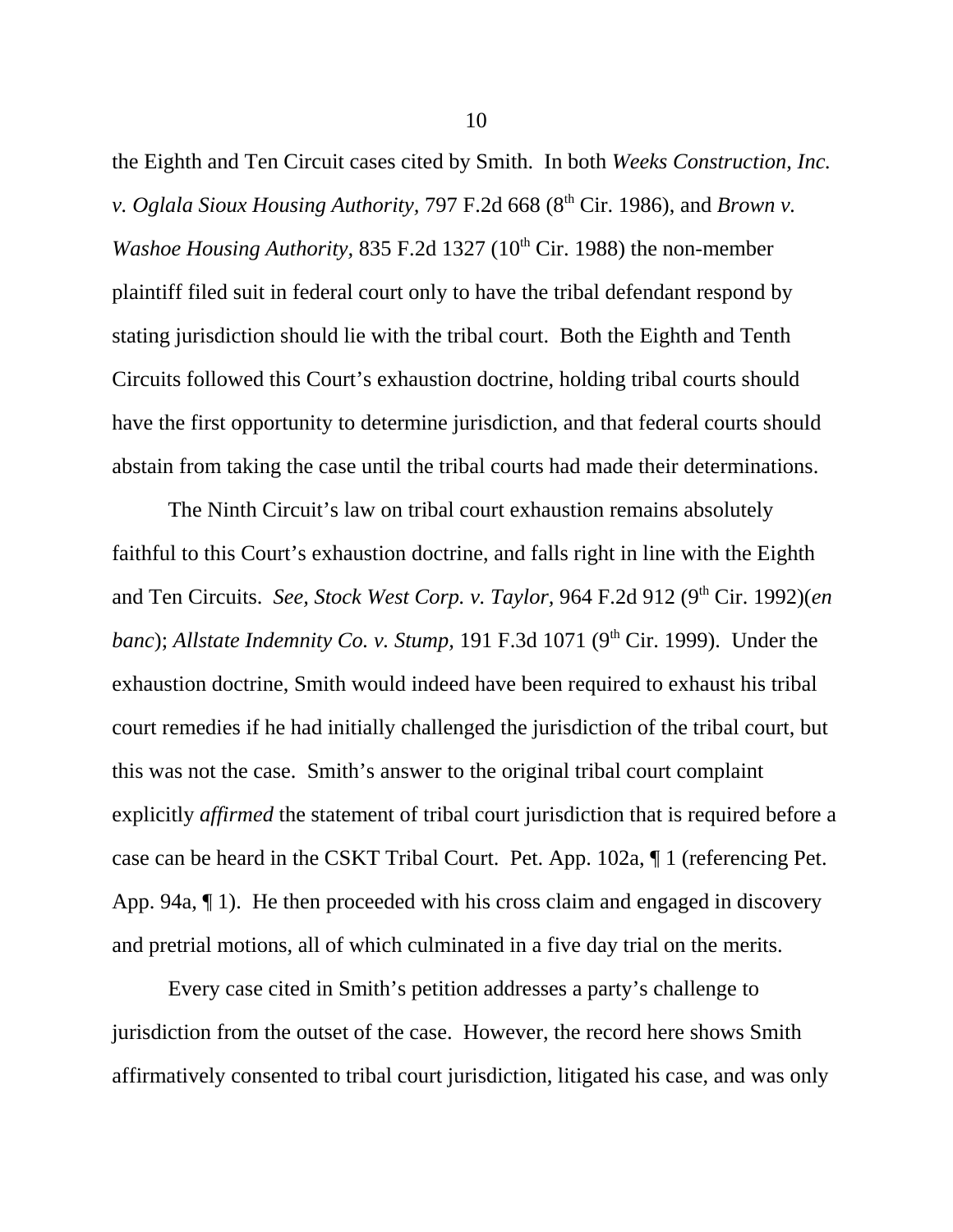the Eighth and Ten Circuit cases cited by Smith. In both *Weeks Construction, Inc. v. Oglala Sioux Housing Authority,* 797 F.2d 668 (8th Cir. 1986), and *Brown v. Washoe Housing Authority,* 835 F.2d 1327 (10th Cir. 1988) the non-member plaintiff filed suit in federal court only to have the tribal defendant respond by stating jurisdiction should lie with the tribal court. Both the Eighth and Tenth Circuits followed this Court's exhaustion doctrine, holding tribal courts should have the first opportunity to determine jurisdiction, and that federal courts should abstain from taking the case until the tribal courts had made their determinations.

The Ninth Circuit's law on tribal court exhaustion remains absolutely faithful to this Court's exhaustion doctrine, and falls right in line with the Eighth and Ten Circuits. *See, Stock West Corp. v. Taylor,* 964 F.2d 912 (9th Cir. 1992)(*en banc*); *Allstate Indemnity Co. v. Stump,* 191 F.3d 1071 (9th Cir. 1999). Under the exhaustion doctrine, Smith would indeed have been required to exhaust his tribal court remedies if he had initially challenged the jurisdiction of the tribal court, but this was not the case. Smith's answer to the original tribal court complaint explicitly *affirmed* the statement of tribal court jurisdiction that is required before a case can be heard in the CSKT Tribal Court. Pet. App. 102a, ¶ 1 (referencing Pet. App. 94a, ¶ 1). He then proceeded with his cross claim and engaged in discovery and pretrial motions, all of which culminated in a five day trial on the merits.

Every case cited in Smith's petition addresses a party's challenge to jurisdiction from the outset of the case. However, the record here shows Smith affirmatively consented to tribal court jurisdiction, litigated his case, and was only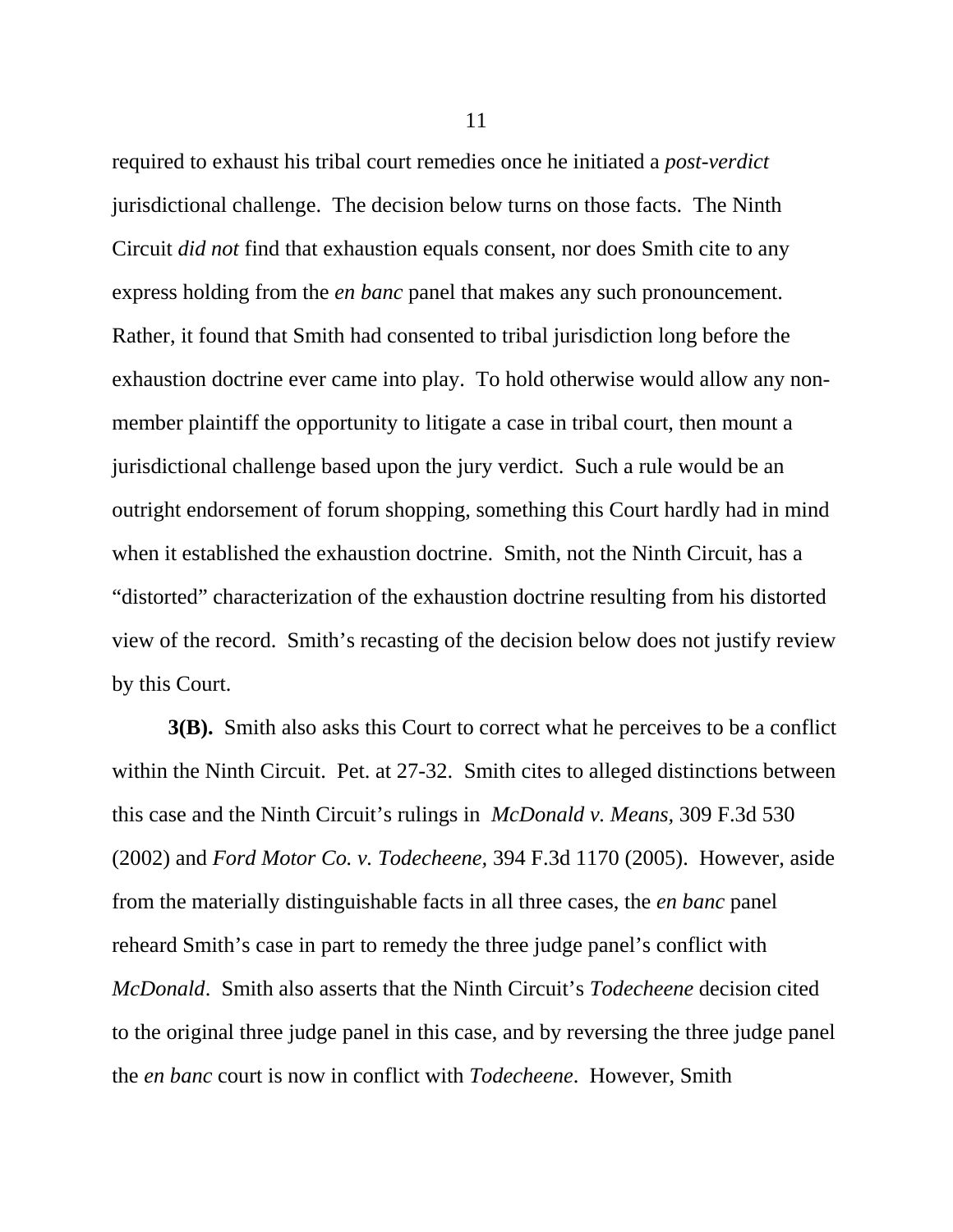required to exhaust his tribal court remedies once he initiated a *post-verdict* jurisdictional challenge. The decision below turns on those facts. The Ninth Circuit *did not* find that exhaustion equals consent, nor does Smith cite to any express holding from the *en banc* panel that makes any such pronouncement. Rather, it found that Smith had consented to tribal jurisdiction long before the exhaustion doctrine ever came into play. To hold otherwise would allow any non-member plaintiff the opportunity to litigate a case in tribal court, then mount a jurisdictional challenge based upon the jury verdict. Such a rule would be an outright endorsement of forum shopping, something this Court hardly had in mind when it established the exhaustion doctrine. Smith, not the Ninth Circuit, has a "distorted" characterization of the exhaustion doctrine resulting from his distorted view of the record. Smith's recasting of the decision below does not justify review by this Court.

**3(B).** Smith also asks this Court to correct what he perceives to be a conflict within the Ninth Circuit. Pet. at 27-32. Smith cites to alleged distinctions between this case and the Ninth Circuit's rulings in *McDonald v. Means*, 309 F.3d 530 (2002) and *Ford Motor Co. v. Todecheene*, 394 F.3d 1170 (2005). However, aside from the materially distinguishable facts in all three cases, the *en banc* panel reheard Smith's case in part to remedy the three judge panel's conflict with *McDonald*. Smith also asserts that the Ninth Circuit's *Todecheene* decision cited to the original three judge panel in this case, and by reversing the three judge panel the *en banc* court is now in conflict with *Todecheene*. However, Smith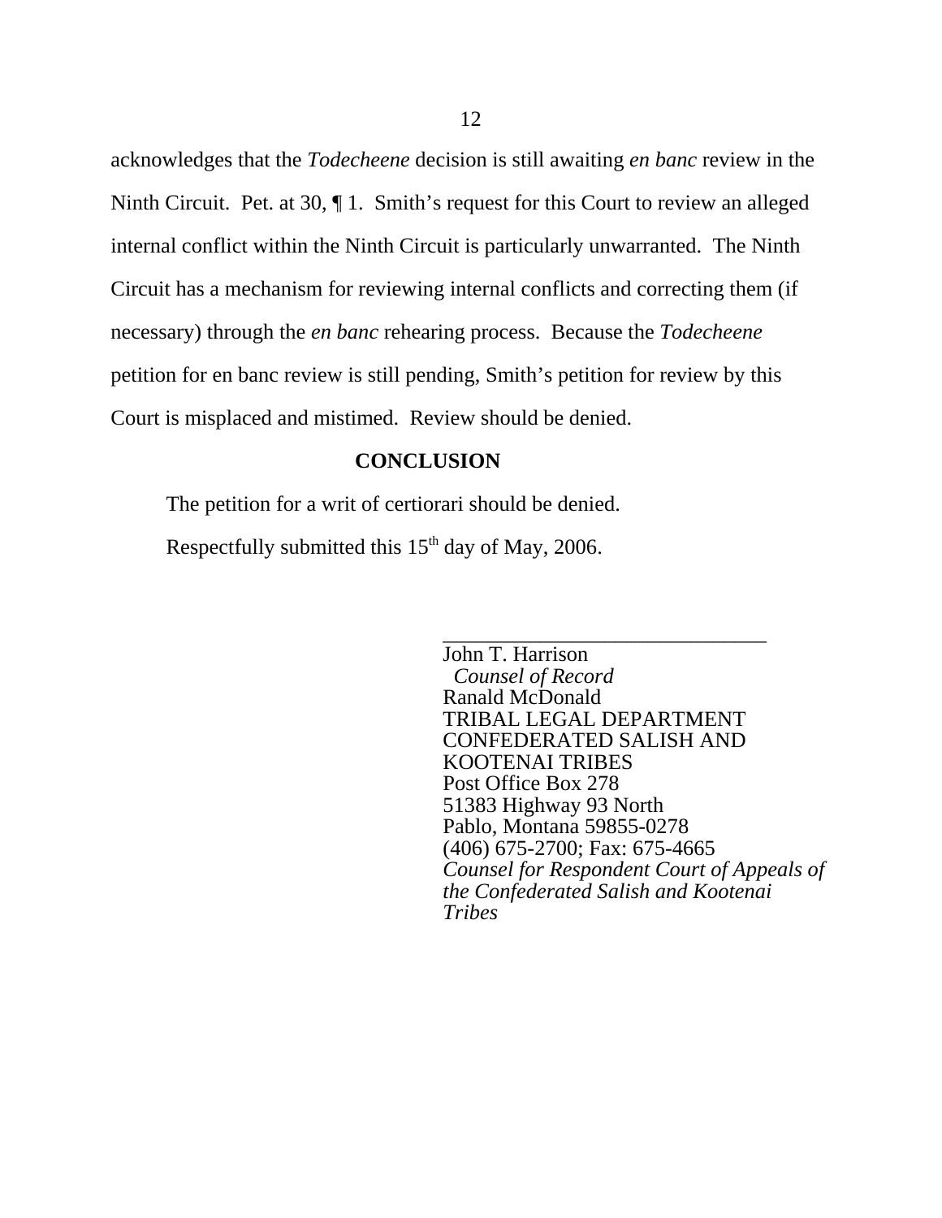acknowledges that the *Todecheene* decision is still awaiting *en banc* review in the Ninth Circuit. Pet. at 30, ¶ 1. Smith's request for this Court to review an alleged internal conflict within the Ninth Circuit is particularly unwarranted. The Ninth Circuit has a mechanism for reviewing internal conflicts and correcting them (if necessary) through the *en banc* rehearing process. Because the *Todecheene* petition for en banc review is still pending, Smith's petition for review by this Court is misplaced and mistimed. Review should be denied.

## CONCLUSION

The petition for a writ of certiorari should be denied.

Respectfully submitted this 15th day of May, 2006.

\_\_\_\_\_\_\_\_\_\_\_\_\_\_\_\_\_\_\_\_\_\_\_\_\_\_\_\_\_\_\_\_
John T. Harrison
*Counsel of Record*
Ranald McDonald
TRIBAL LEGAL DEPARTMENT
CONFEDERATED SALISH AND
KOOTENAI TRIBES
Post Office Box 278
51383 Highway 93 North
Pablo, Montana 59855-0278
(406) 675-2700; Fax: 675-4665
*Counsel for Respondent Court of Appeals of the Confederated Salish and Kootenai Tribes*